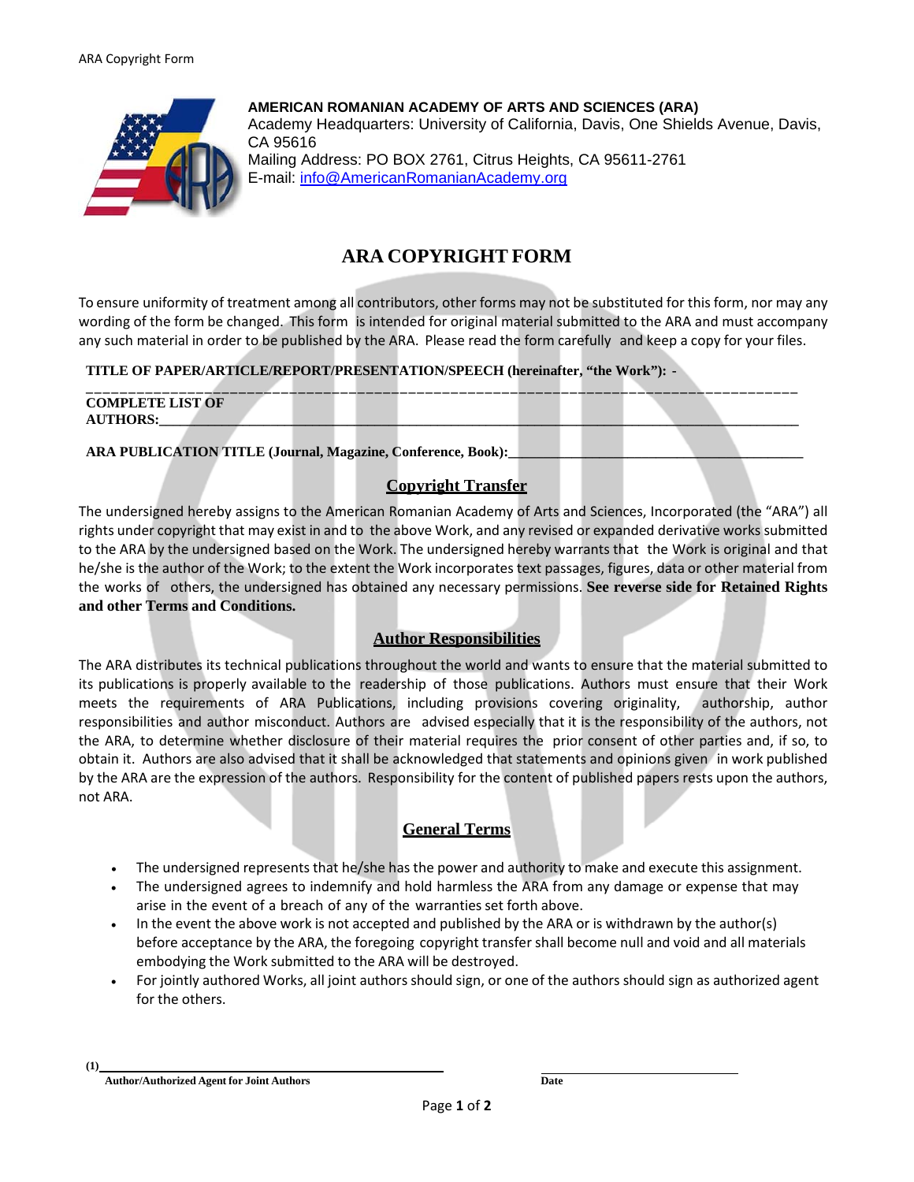**AMERICAN ROMANIAN ACADEMY OF ARTS AND SCIENCES (ARA)**
Academy Headquarters: University of California, Davis, One Shields Avenue, Davis, CA 95616
Mailing Address: PO BOX 2761, Citrus Heights, CA 95611-2761
E-mail: info@AmericanRomanianAcademy.org

# ARA COPYRIGHT FORM

To ensure uniformity of treatment among all contributors, other forms may not be substituted for this form, nor may any wording of the form be changed. This form is intended for original material submitted to the ARA and must accompany any such material in order to be published by the ARA. Please read the form carefully and keep a copy for your files.

**TITLE OF PAPER/ARTICLE/REPORT/PRESENTATION/SPEECH (hereinafter, "the Work"):** -
_____________________________________________________________________________________

**COMPLETE LIST OF AUTHORS:**_____________________________________________________________________

**ARA PUBLICATION TITLE (Journal, Magazine, Conference, Book):**_________________________________________

## Copyright Transfer

The undersigned hereby assigns to the American Romanian Academy of Arts and Sciences, Incorporated (the "ARA") all rights under copyright that may exist in and to the above Work, and any revised or expanded derivative works submitted to the ARA by the undersigned based on the Work. The undersigned hereby warrants that the Work is original and that he/she is the author of the Work; to the extent the Work incorporates text passages, figures, data or other material from the works of others, the undersigned has obtained any necessary permissions. **See reverse side for Retained Rights and other Terms and Conditions.**

## Author Responsibilities

The ARA distributes its technical publications throughout the world and wants to ensure that the material submitted to its publications is properly available to the readership of those publications. Authors must ensure that their Work meets the requirements of ARA Publications, including provisions covering originality, authorship, author responsibilities and author misconduct. Authors are advised especially that it is the responsibility of the authors, not the ARA, to determine whether disclosure of their material requires the prior consent of other parties and, if so, to obtain it. Authors are also advised that it shall be acknowledged that statements and opinions given in work published by the ARA are the expression of the authors. Responsibility for the content of published papers rests upon the authors, not ARA.

## General Terms

- The undersigned represents that he/she has the power and authority to make and execute this assignment.
- The undersigned agrees to indemnify and hold harmless the ARA from any damage or expense that may arise in the event of a breach of any of the warranties set forth above.
- In the event the above work is not accepted and published by the ARA or is withdrawn by the author(s) before acceptance by the ARA, the foregoing copyright transfer shall become null and void and all materials embodying the Work submitted to the ARA will be destroyed.
- For jointly authored Works, all joint authors should sign, or one of the authors should sign as authorized agent for the others.

**(1)**_____________________________________________ _____________________________
**Author/Authorized Agent for Joint Authors** **Date**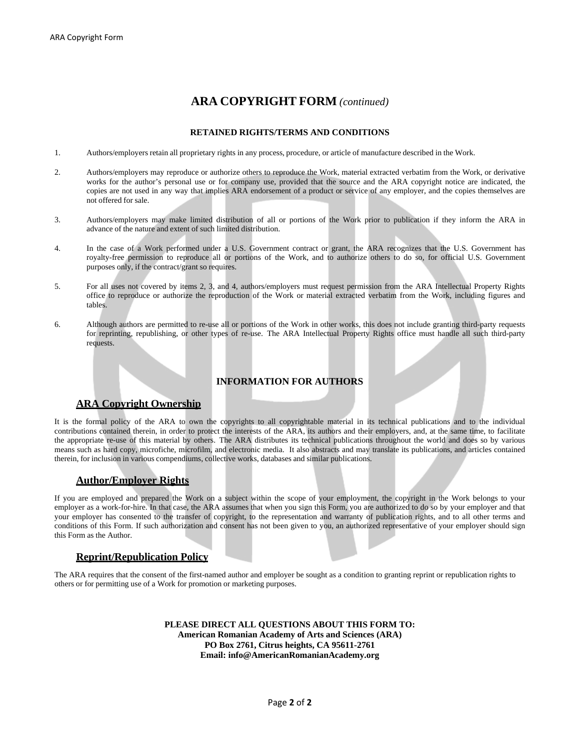# ARA COPYRIGHT FORM *(continued)*

### RETAINED RIGHTS/TERMS AND CONDITIONS

1. Authors/employers retain all proprietary rights in any process, procedure, or article of manufacture described in the Work.

2. Authors/employers may reproduce or authorize others to reproduce the Work, material extracted verbatim from the Work, or derivative works for the author's personal use or for company use, provided that the source and the ARA copyright notice are indicated, the copies are not used in any way that implies ARA endorsement of a product or service of any employer, and the copies themselves are not offered for sale.

3. Authors/employers may make limited distribution of all or portions of the Work prior to publication if they inform the ARA in advance of the nature and extent of such limited distribution.

4. In the case of a Work performed under a U.S. Government contract or grant, the ARA recognizes that the U.S. Government has royalty-free permission to reproduce all or portions of the Work, and to authorize others to do so, for official U.S. Government purposes only, if the contract/grant so requires.

5. For all uses not covered by items 2, 3, and 4, authors/employers must request permission from the ARA Intellectual Property Rights office to reproduce or authorize the reproduction of the Work or material extracted verbatim from the Work, including figures and tables.

6. Although authors are permitted to re-use all or portions of the Work in other works, this does not include granting third-party requests for reprinting, republishing, or other types of re-use. The ARA Intellectual Property Rights office must handle all such third-party requests.

## INFORMATION FOR AUTHORS

### ARA Copyright Ownership

It is the formal policy of the ARA to own the copyrights to all copyrightable material in its technical publications and to the individual contributions contained therein, in order to protect the interests of the ARA, its authors and their employers, and, at the same time, to facilitate the appropriate re-use of this material by others. The ARA distributes its technical publications throughout the world and does so by various means such as hard copy, microfiche, microfilm, and electronic media. It also abstracts and may translate its publications, and articles contained therein, for inclusion in various compendiums, collective works, databases and similar publications.

### Author/Employer Rights

If you are employed and prepared the Work on a subject within the scope of your employment, the copyright in the Work belongs to your employer as a work-for-hire. In that case, the ARA assumes that when you sign this Form, you are authorized to do so by your employer and that your employer has consented to the transfer of copyright, to the representation and warranty of publication rights, and to all other terms and conditions of this Form. If such authorization and consent has not been given to you, an authorized representative of your employer should sign this Form as the Author.

### Reprint/Republication Policy

The ARA requires that the consent of the first-named author and employer be sought as a condition to granting reprint or republication rights to others or for permitting use of a Work for promotion or marketing purposes.

**PLEASE DIRECT ALL QUESTIONS ABOUT THIS FORM TO:**
**American Romanian Academy of Arts and Sciences (ARA)**
**PO Box 2761, Citrus heights, CA 95611-2761**
**Email: info@AmericanRomanianAcademy.org**